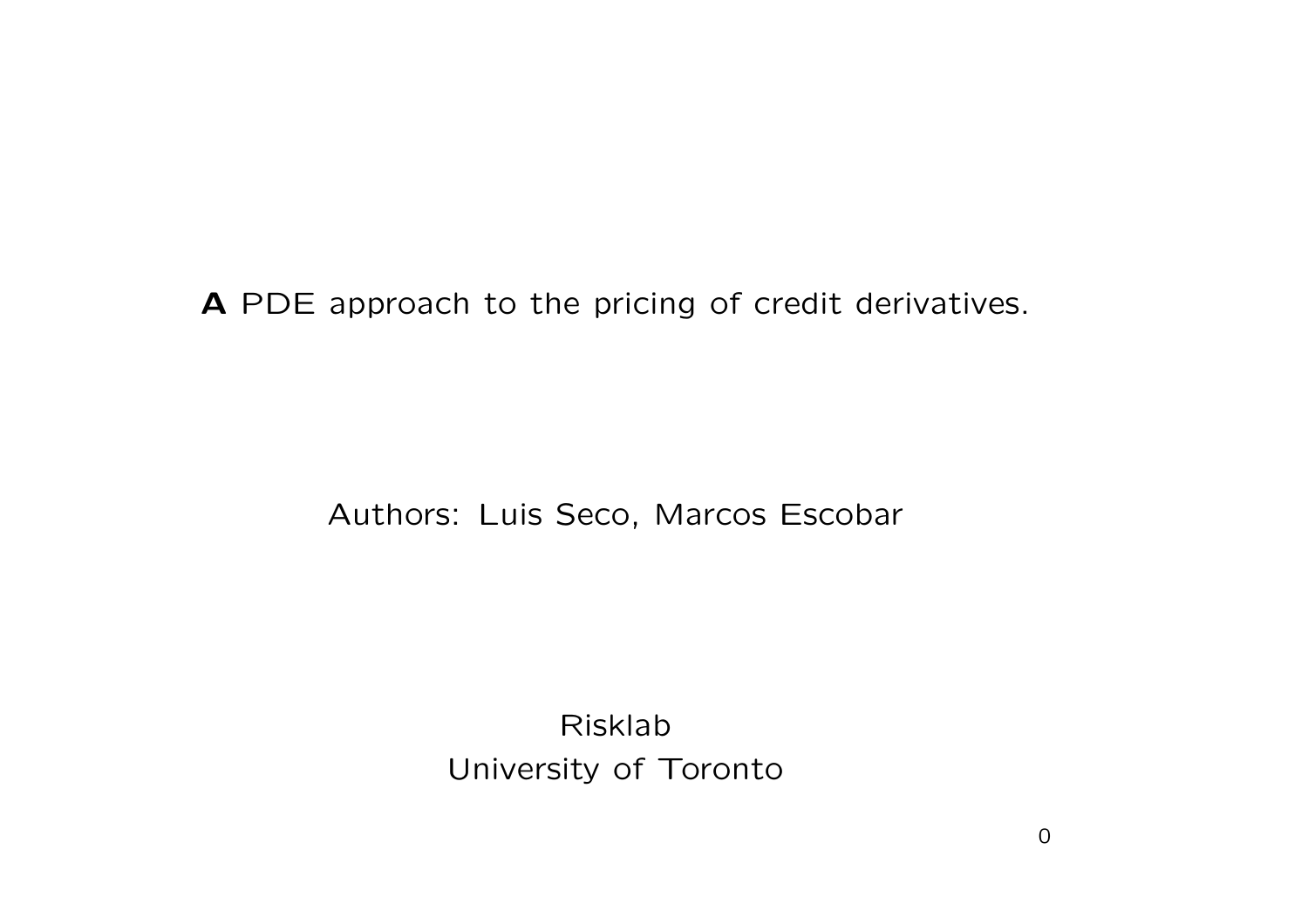# **A** PDE approach to the pricing of credit derivatives.

Authors: Luis Seco, Marcos Escobar

Risklab
University of Toronto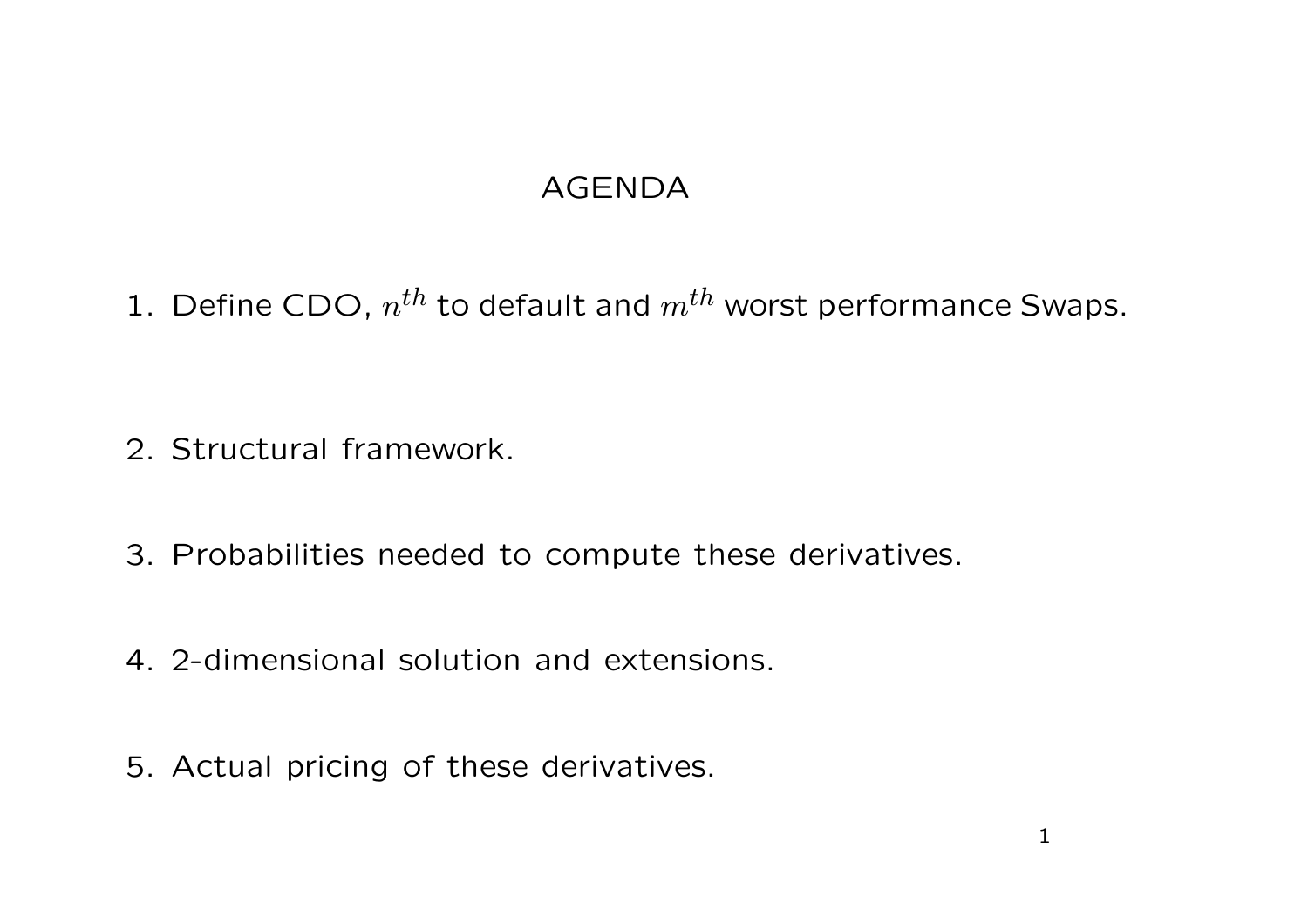# AGENDA

1. Define CDO, $n^{th}$ to default and $m^{th}$ worst performance Swaps.

2. Structural framework.

3. Probabilities needed to compute these derivatives.

4. 2-dimensional solution and extensions.

5. Actual pricing of these derivatives.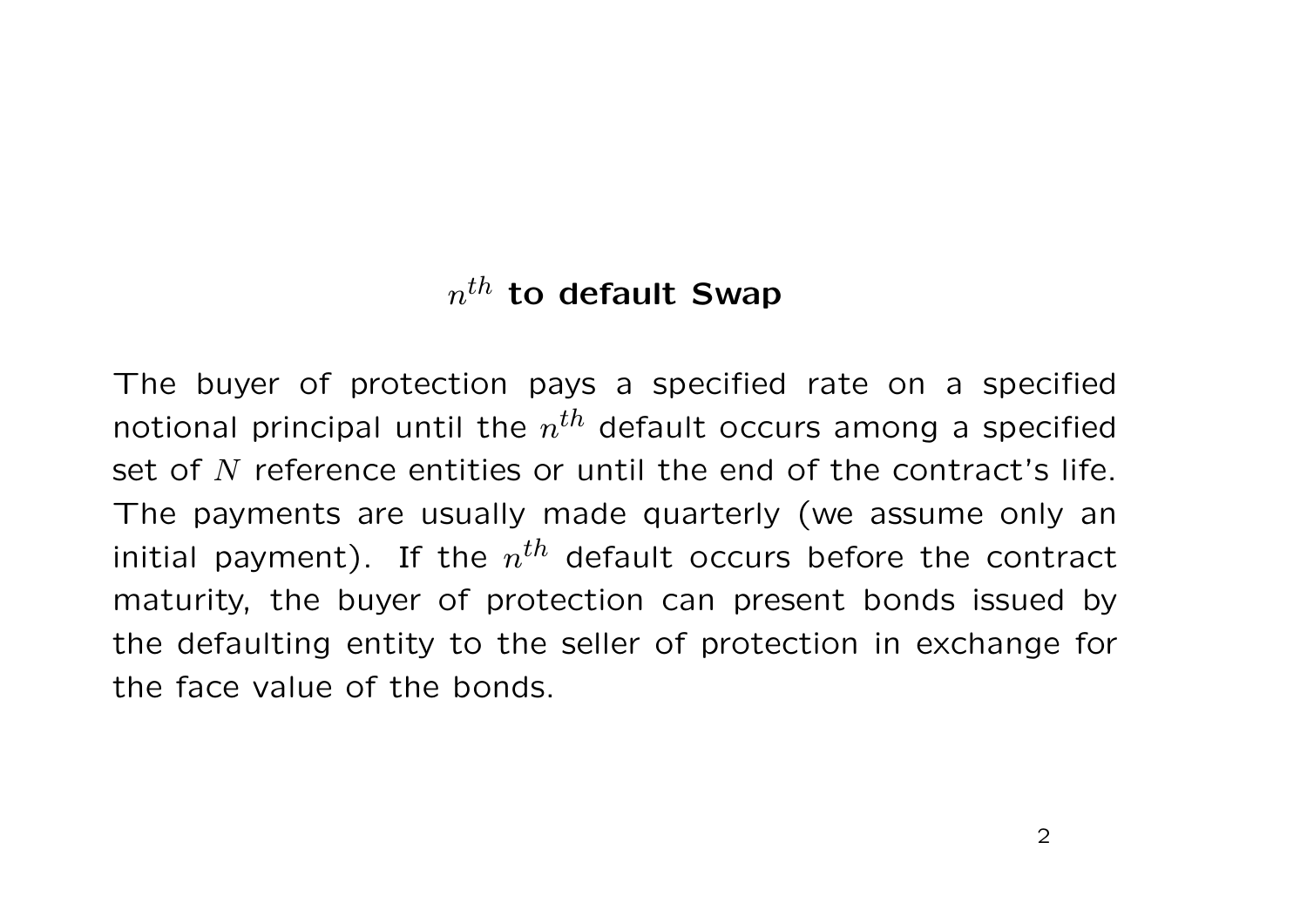# $n^{th}$ to default Swap

The buyer of protection pays a specified rate on a specified notional principal until the $n^{th}$ default occurs among a specified set of $N$ reference entities or until the end of the contract's life. The payments are usually made quarterly (we assume only an initial payment). If the $n^{th}$ default occurs before the contract maturity, the buyer of protection can present bonds issued by the defaulting entity to the seller of protection in exchange for the face value of the bonds.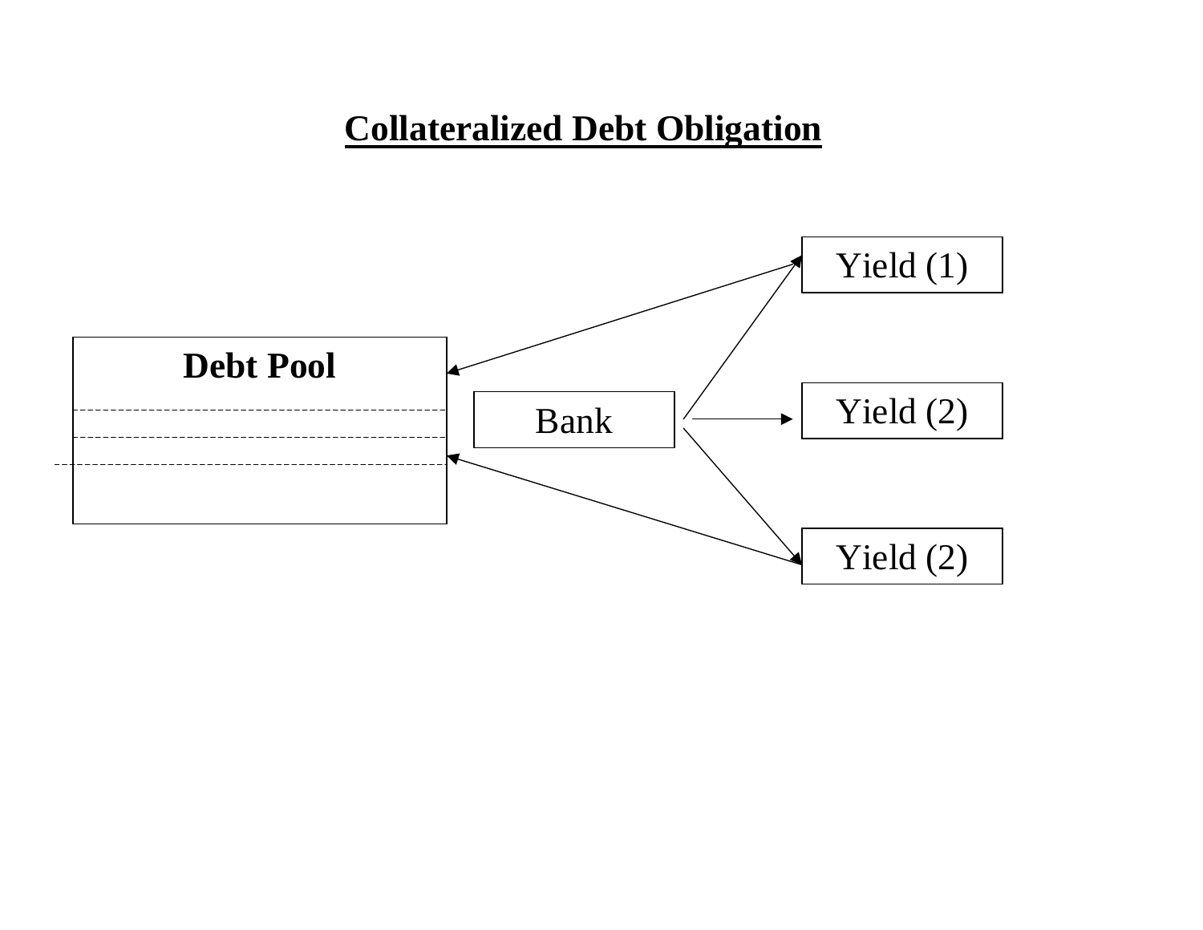## Collateralized Debt Obligation

Debt Pool

Bank

Yield (1)

Yield (2)

Yield (2)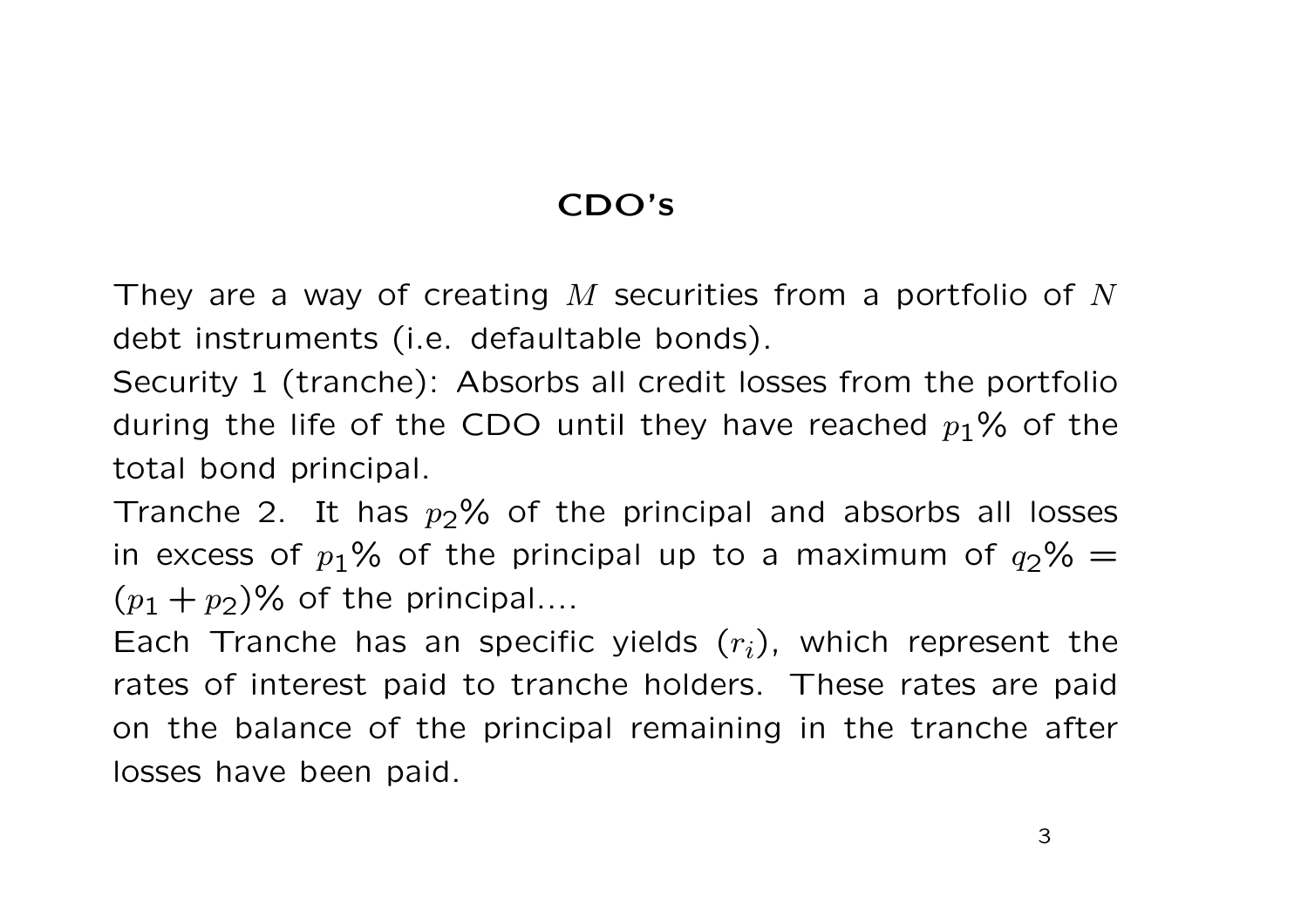# CDO's

They are a way of creating $M$ securities from a portfolio of $N$ debt instruments (i.e. defaultable bonds).

Security 1 (tranche): Absorbs all credit losses from the portfolio during the life of the CDO until they have reached $p_1\%$ of the total bond principal.

Tranche 2. It has $p_2\%$ of the principal and absorbs all losses in excess of $p_1\%$ of the principal up to a maximum of $q_2\% = (p_1 + p_2)\%$ of the principal....

Each Tranche has an specific yields $(r_i)$, which represent the rates of interest paid to tranche holders. These rates are paid on the balance of the principal remaining in the tranche after losses have been paid.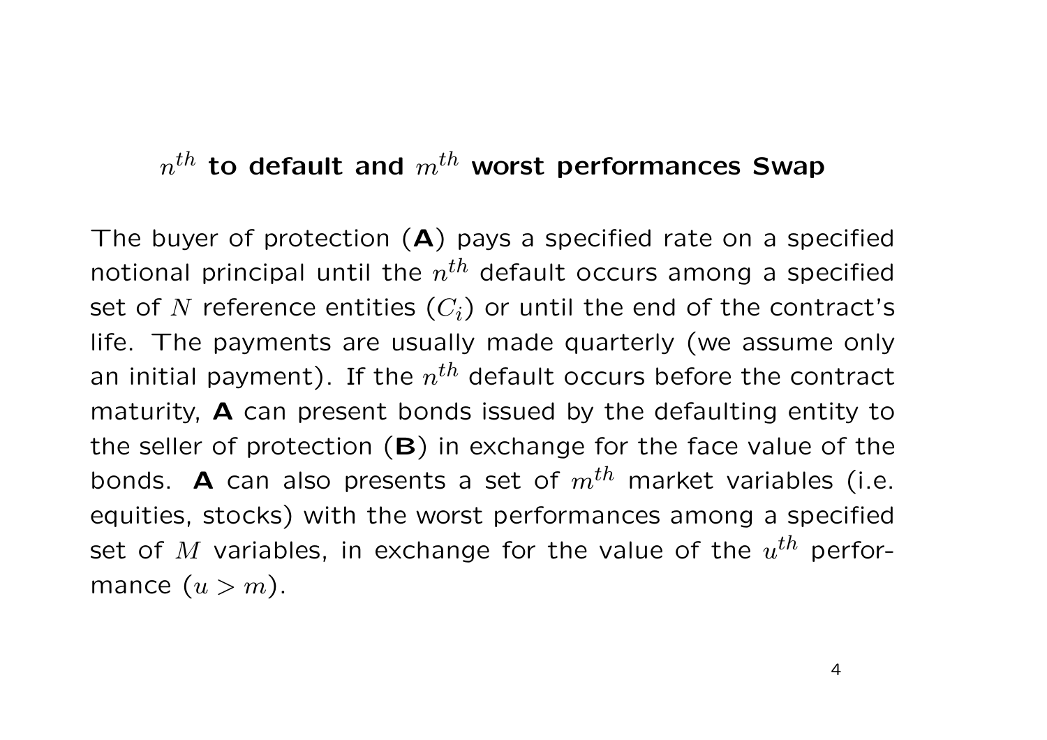## $n^{th}$ to default and $m^{th}$ worst performances Swap

The buyer of protection (**A**) pays a specified rate on a specified notional principal until the $n^{th}$ default occurs among a specified set of $N$ reference entities ($C_i$) or until the end of the contract's life. The payments are usually made quarterly (we assume only an initial payment). If the $n^{th}$ default occurs before the contract maturity, **A** can present bonds issued by the defaulting entity to the seller of protection (**B**) in exchange for the face value of the bonds. **A** can also presents a set of $m^{th}$ market variables (i.e. equities, stocks) with the worst performances among a specified set of $M$ variables, in exchange for the value of the $u^{th}$ performance ($u > m$).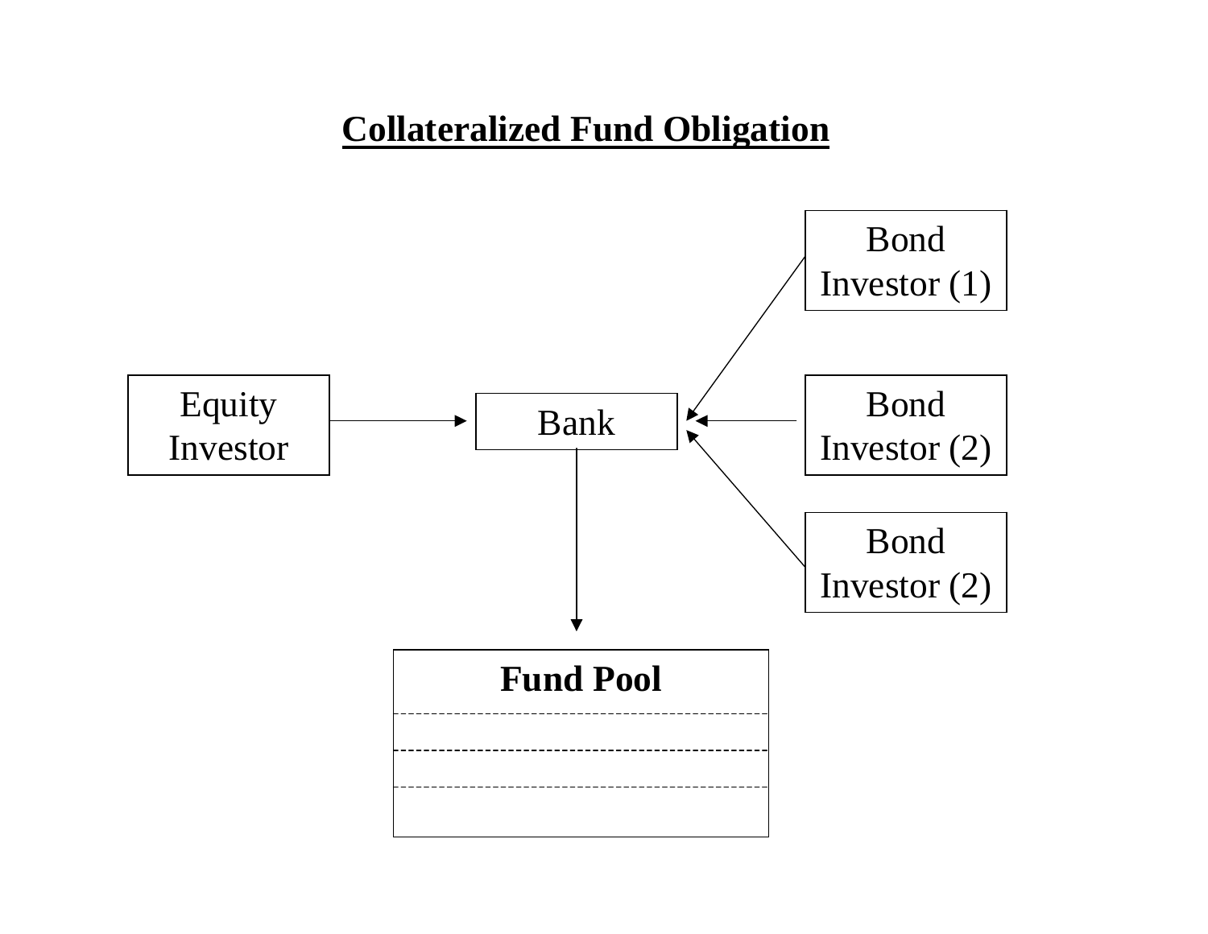# Collateralized Fund Obligation

Bond Investor (1)

Equity Investor

Bank

Bond Investor (2)

Bond Investor (2)

**Fund Pool**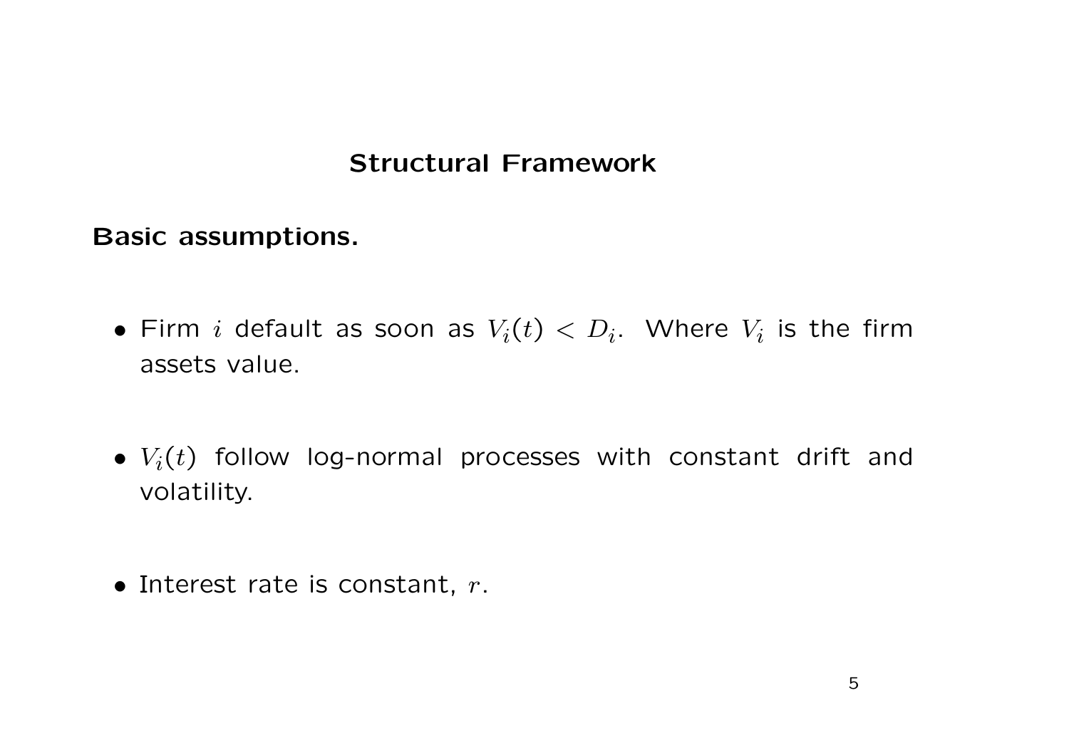## Structural Framework

**Basic assumptions.**

- Firm $i$ default as soon as $V_i(t) < D_i$. Where $V_i$ is the firm assets value.
- $V_i(t)$ follow log-normal processes with constant drift and volatility.
- Interest rate is constant, $r$.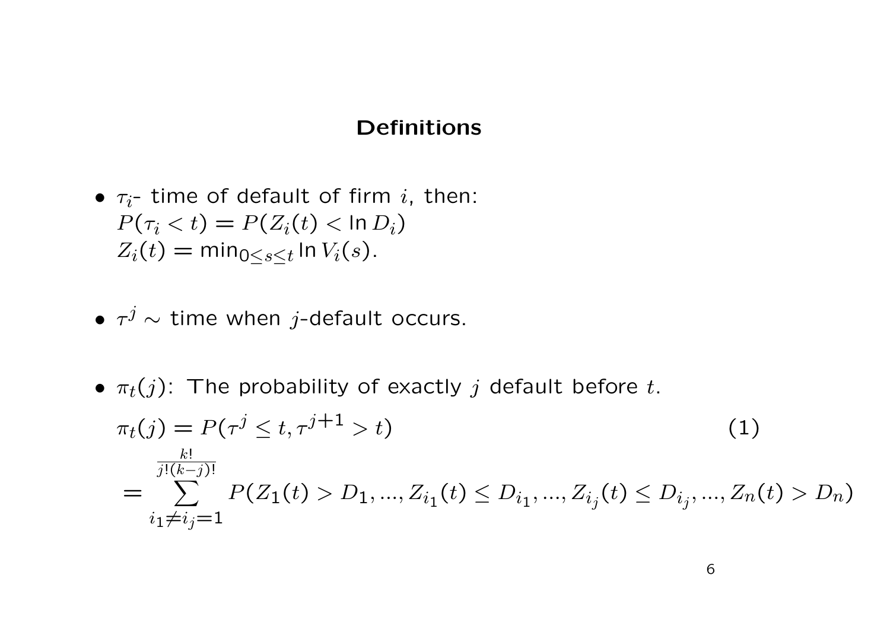## Definitions

- $\tau_i$- time of default of firm $i$, then:
  $P(\tau_i < t) = P(Z_i(t) < \ln D_i)$
  $Z_i(t) = \min_{0 \leq s \leq t} \ln V_i(s)$.

- $\tau^j \sim$ time when $j$-default occurs.

- $\pi_t(j)$: The probability of exactly $j$ default before $t$.

$$\pi_t(j) = P(\tau^j \leq t, \tau^{j+1} > t) \tag{1}$$

$$= \sum_{i_1 \neq i_j = 1}^{\frac{k!}{j!(k-j)!}} P(Z_1(t) > D_1, ..., Z_{i_1}(t) \leq D_{i_1}, ..., Z_{i_j}(t) \leq D_{i_j}, ..., Z_n(t) > D_n)$$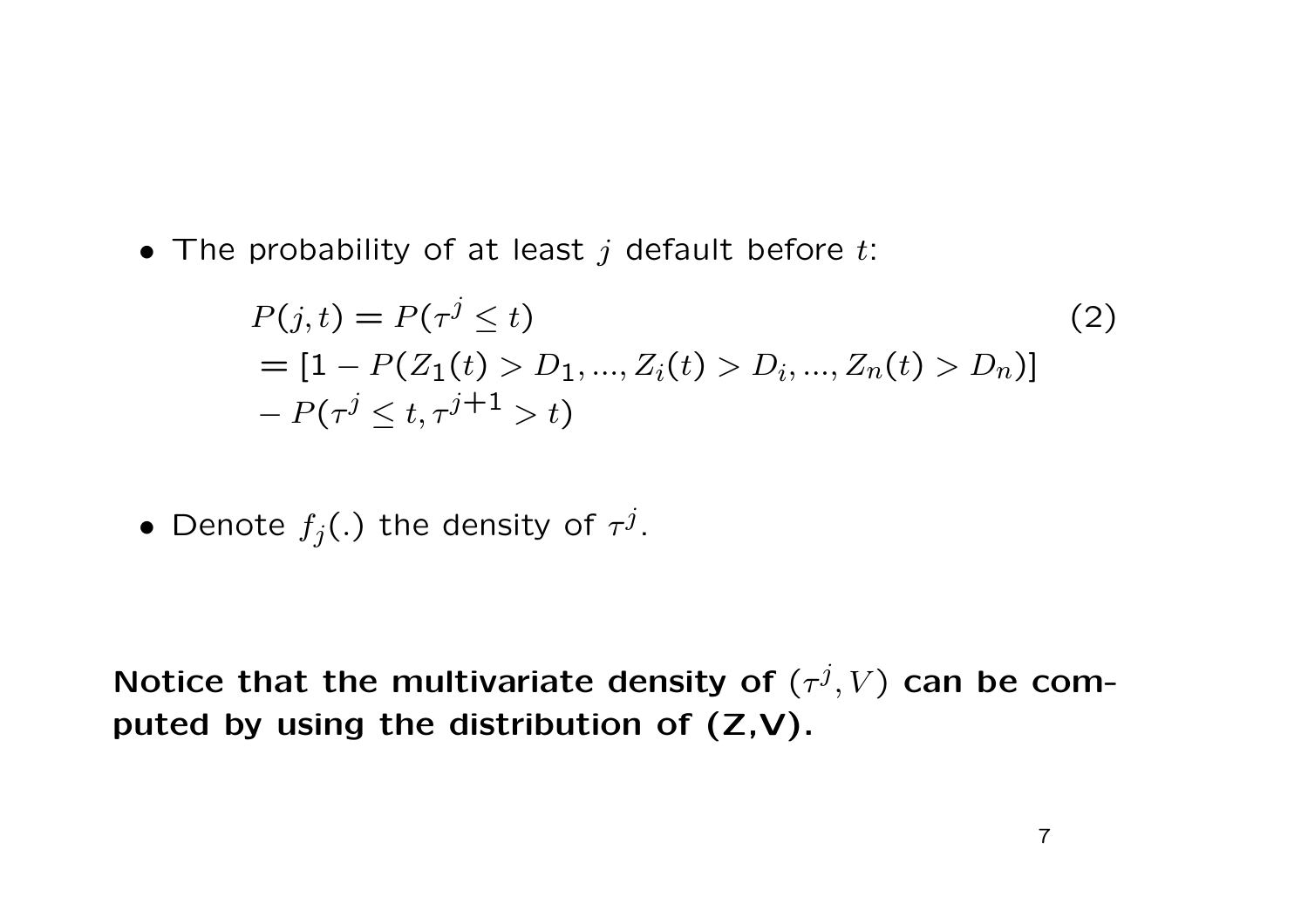- The probability of at least $j$ default before $t$:

$$
\begin{aligned}
&P(j,t) = P(\tau^j \leq t) \qquad\qquad (2)\\
&= [1 - P(Z_1(t) > D_1, ..., Z_i(t) > D_i, ..., Z_n(t) > D_n)]\\
&- P(\tau^j \leq t, \tau^{j+1} > t)
\end{aligned}
$$

- Denote $f_j(.)$ the density of $\tau^j$.

**Notice that the multivariate density of $(\tau^j, V)$ can be computed by using the distribution of (Z,V).**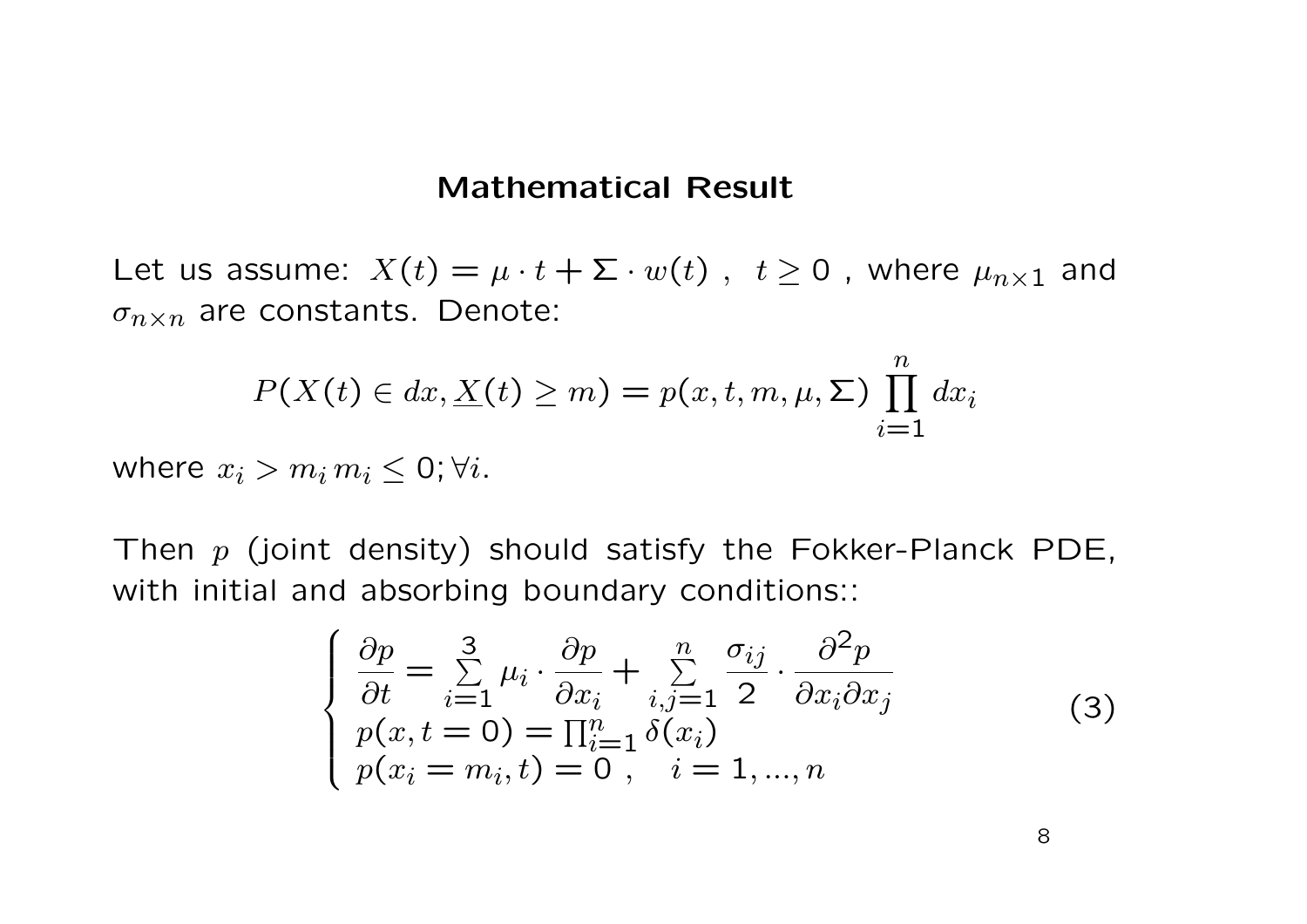## Mathematical Result

Let us assume: $X(t) = \mu \cdot t + \Sigma \cdot w(t)$ , $t \geq 0$ , where $\mu_{n \times 1}$ and $\sigma_{n \times n}$ are constants. Denote:

$$P(X(t) \in dx, \underline{X}(t) \geq m) = p(x, t, m, \mu, \Sigma) \prod_{i=1}^{n} dx_i$$

where $x_i > m_i \, m_i \leq 0; \forall i$.

Then $p$ (joint density) should satisfy the Fokker-Planck PDE, with initial and absorbing boundary conditions::

$$\begin{cases} \dfrac{\partial p}{\partial t} = \sum\limits_{i=1}^{3} \mu_i \cdot \dfrac{\partial p}{\partial x_i} + \sum\limits_{i,j=1}^{n} \dfrac{\sigma_{ij}}{2} \cdot \dfrac{\partial^2 p}{\partial x_i \partial x_j} \\ p(x, t = 0) = \prod_{i=1}^{n} \delta(x_i) \\ p(x_i = m_i, t) = 0 \ , \quad i = 1, ..., n \end{cases} \tag{3}$$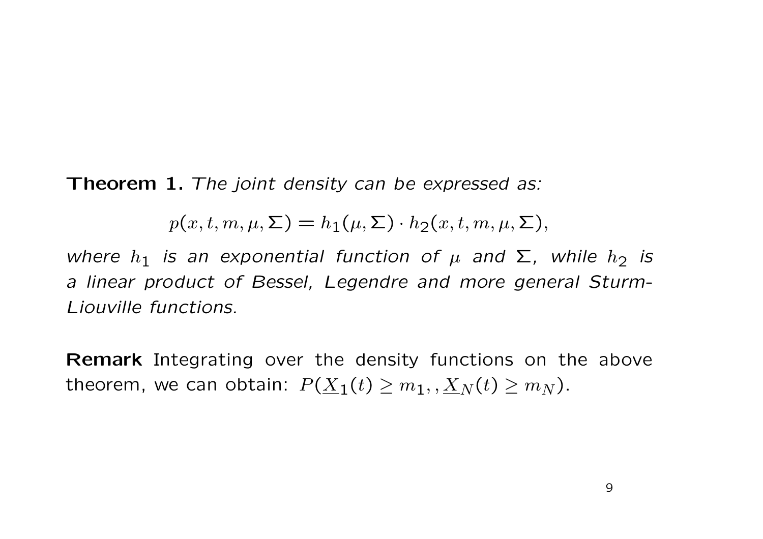**Theorem 1.** *The joint density can be expressed as:*

$$p(x, t, m, \mu, \Sigma) = h_1(\mu, \Sigma) \cdot h_2(x, t, m, \mu, \Sigma),$$

*where $h_1$ is an exponential function of $\mu$ and $\Sigma$, while $h_2$ is a linear product of Bessel, Legendre and more general Sturm-Liouville functions.*

**Remark** Integrating over the density functions on the above theorem, we can obtain: $P(\underline{X}_1(t) \geq m_1, , \underline{X}_N(t) \geq m_N)$.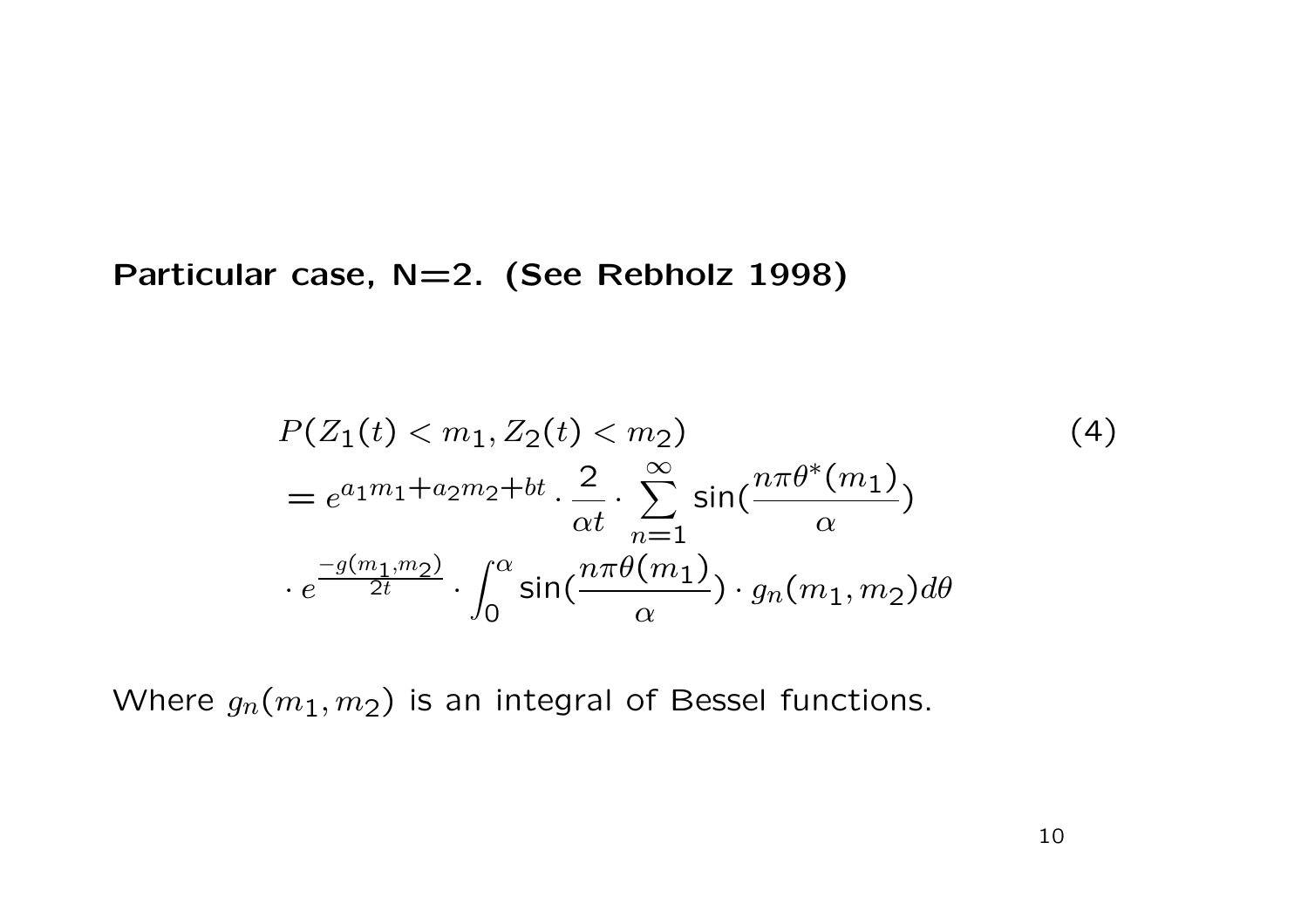**Particular case, N=2. (See Rebholz 1998)**

$$
\begin{aligned}
&P(Z_1(t) < m_1, Z_2(t) < m_2) \\
&= e^{a_1 m_1 + a_2 m_2 + bt} \cdot \frac{2}{\alpha t} \cdot \sum_{n=1}^{\infty} \sin\left(\frac{n\pi\theta^*(m_1)}{\alpha}\right) \\
&\cdot e^{\frac{-g(m_1,m_2)}{2t}} \cdot \int_0^{\alpha} \sin\left(\frac{n\pi\theta(m_1)}{\alpha}\right) \cdot g_n(m_1, m_2) d\theta
\end{aligned} \tag{4}
$$

Where $g_n(m_1, m_2)$ is an integral of Bessel functions.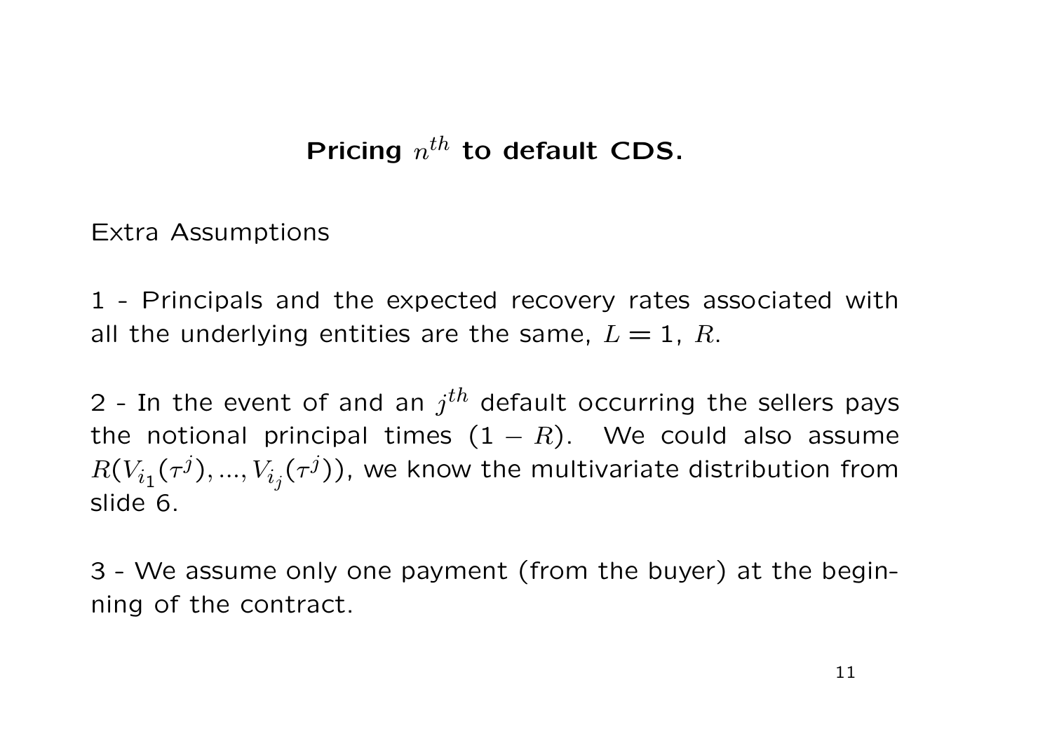# Pricing $n^{th}$ to default CDS.

Extra Assumptions

1 - Principals and the expected recovery rates associated with all the underlying entities are the same, $L = 1$, $R$.

2 - In the event of and an $j^{th}$ default occurring the sellers pays the notional principal times $(1 - R)$. We could also assume $R(V_{i_1}(\tau^j), ..., V_{i_j}(\tau^j))$, we know the multivariate distribution from slide 6.

3 - We assume only one payment (from the buyer) at the beginning of the contract.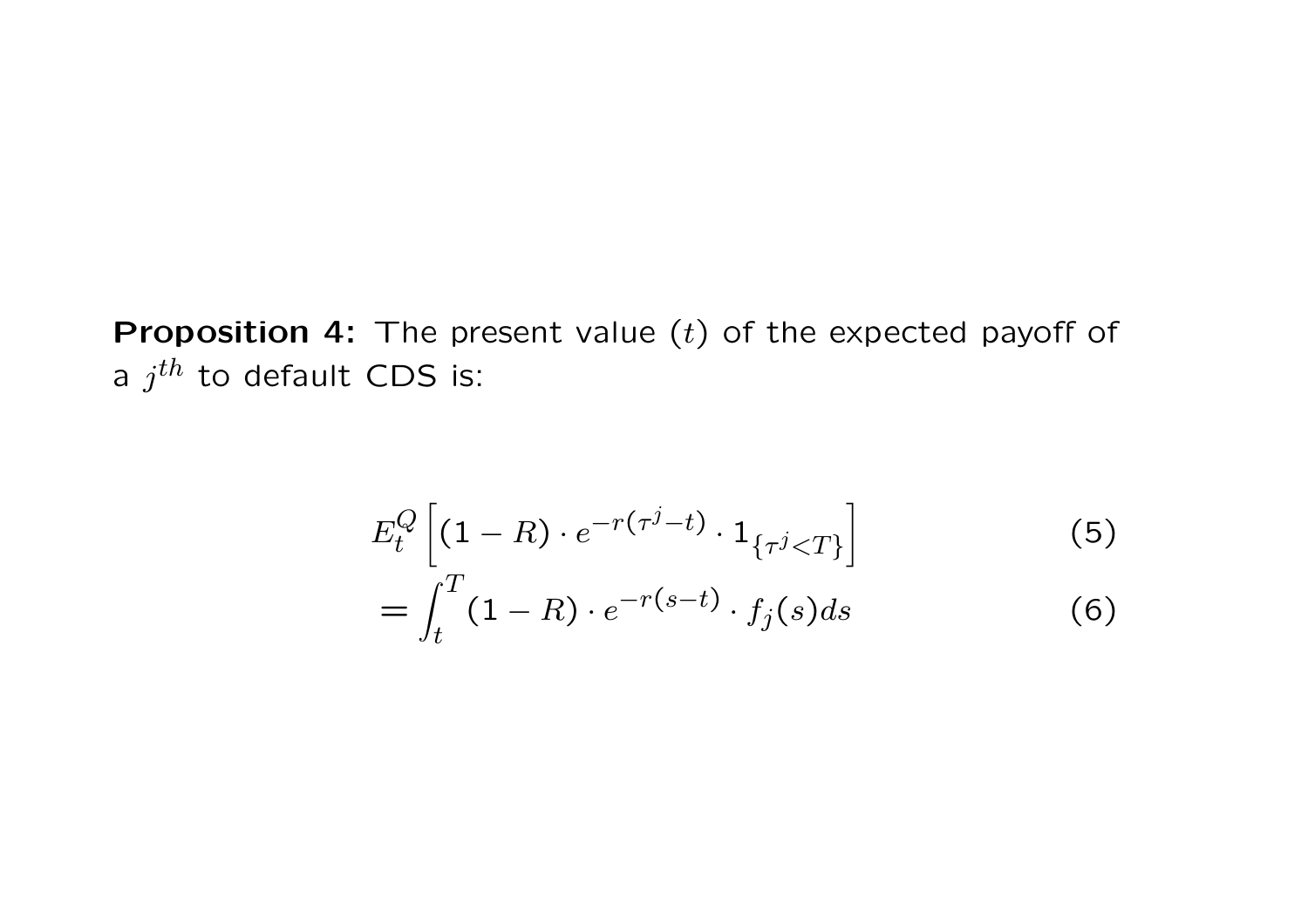**Proposition 4:** The present value ($t$) of the expected payoff of a $j^{th}$ to default CDS is:

$$E_t^Q\left[(1-R)\cdot e^{-r(\tau^j-t)}\cdot \mathbf{1}_{\{\tau^j<T\}}\right] \tag{5}$$

$$= \int_t^T (1-R)\cdot e^{-r(s-t)}\cdot f_j(s)ds \tag{6}$$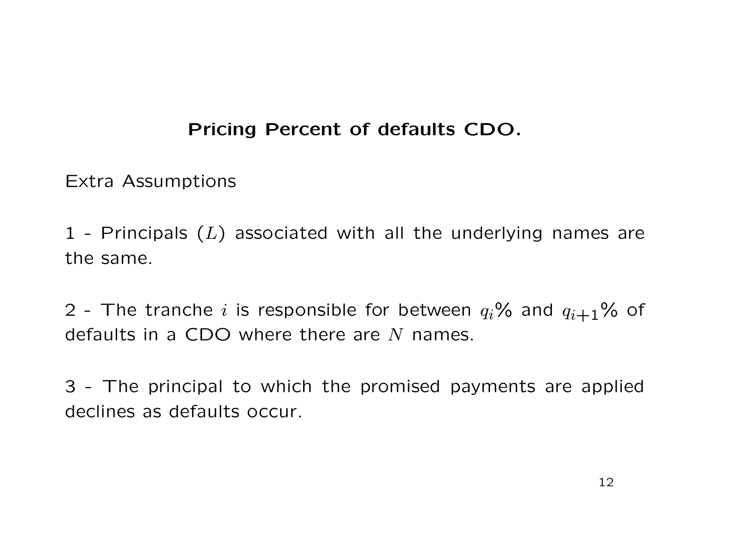## Pricing Percent of defaults CDO.

Extra Assumptions

1 - Principals ($L$) associated with all the underlying names are the same.

2 - The tranche $i$ is responsible for between $q_i$% and $q_{i+1}$% of defaults in a CDO where there are $N$ names.

3 - The principal to which the promised payments are applied declines as defaults occur.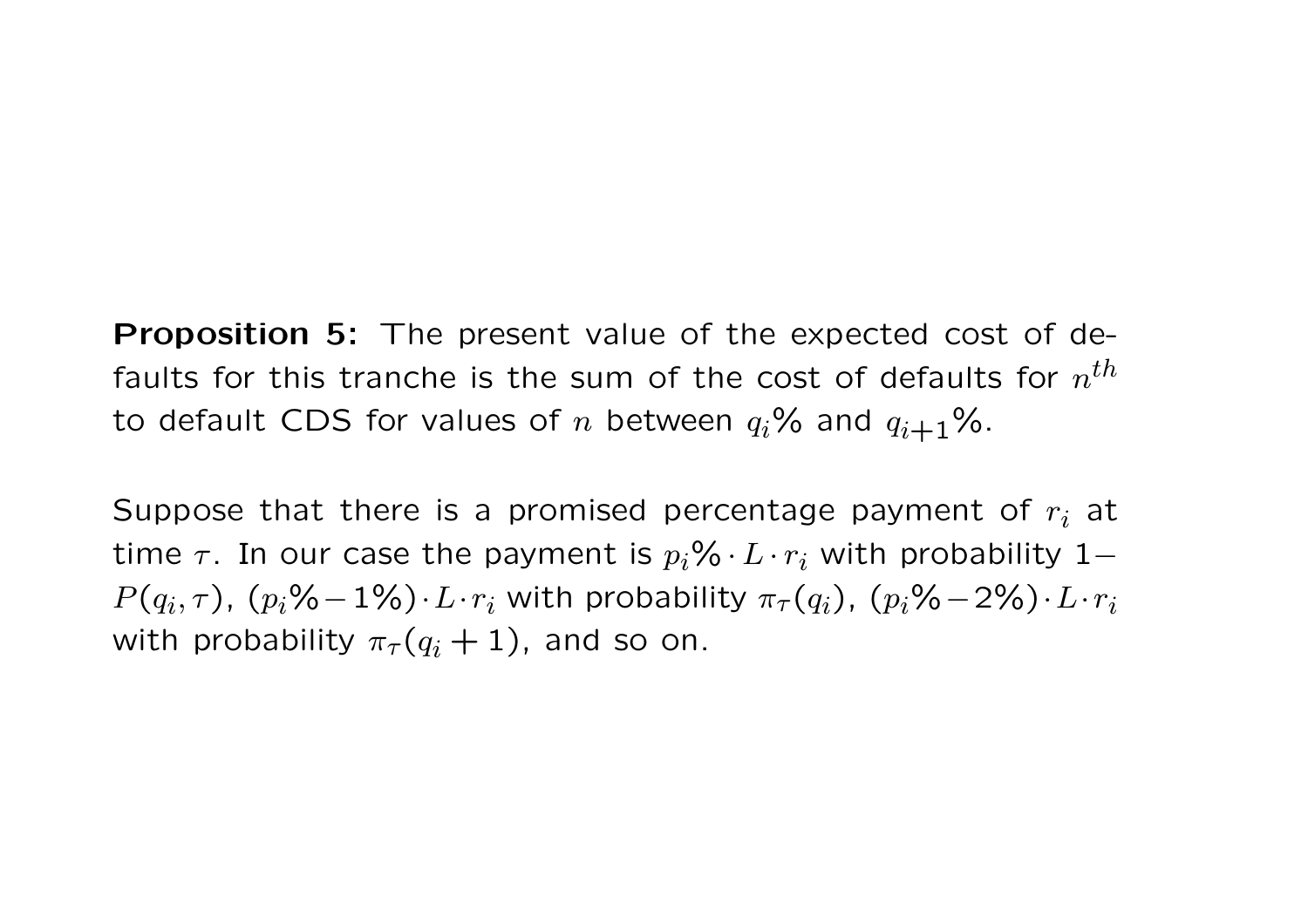**Proposition 5:** The present value of the expected cost of defaults for this tranche is the sum of the cost of defaults for $n^{th}$ to default CDS for values of $n$ between $q_i$% and $q_{i+1}$%.

Suppose that there is a promised percentage payment of $r_i$ at time $\tau$. In our case the payment is $p_i\% \cdot L \cdot r_i$ with probability $1 - P(q_i, \tau)$, $(p_i\% - 1\%) \cdot L \cdot r_i$ with probability $\pi_\tau(q_i)$, $(p_i\% - 2\%) \cdot L \cdot r_i$ with probability $\pi_\tau(q_i + 1)$, and so on.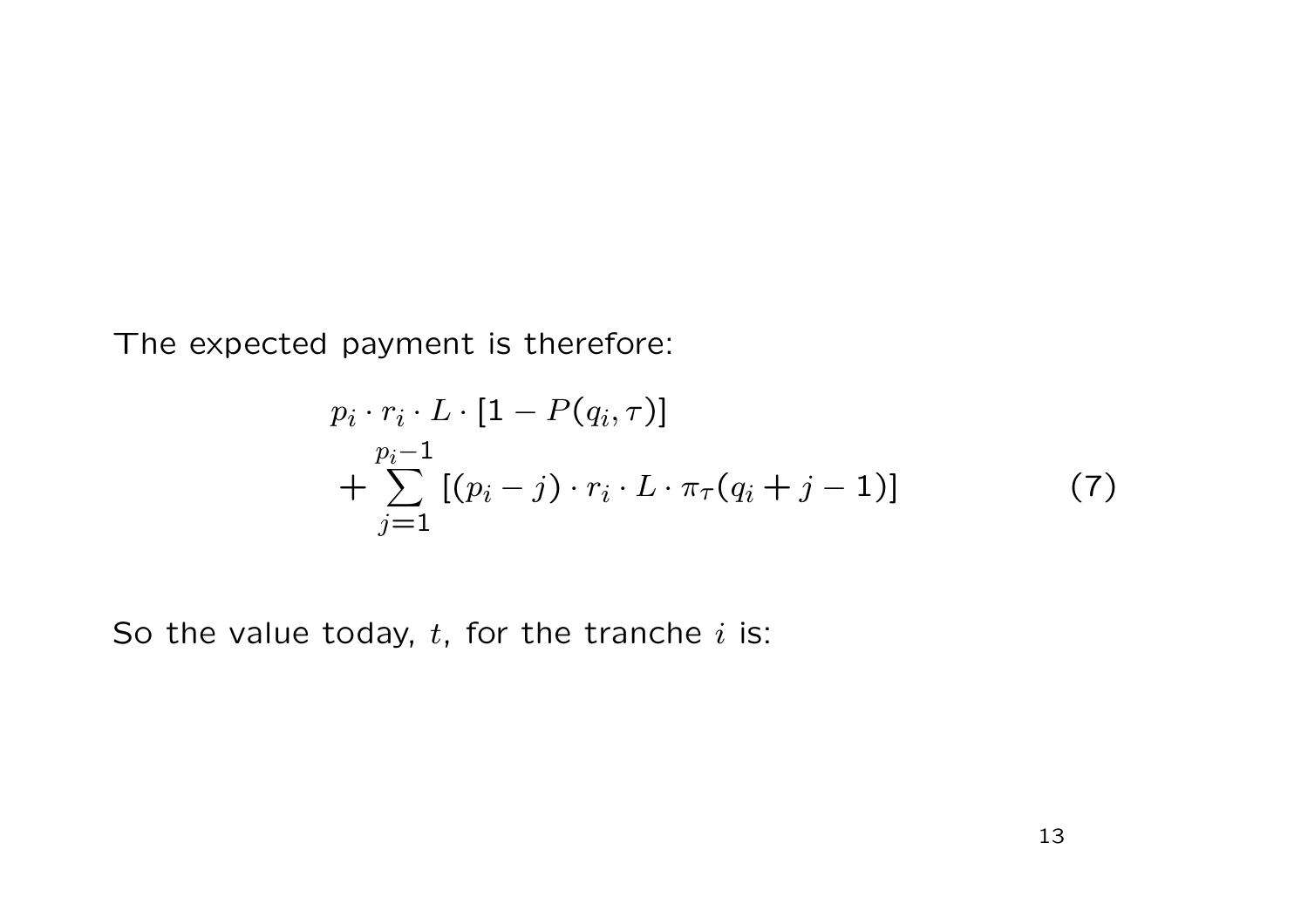The expected payment is therefore:

$$
\begin{aligned}
& p_i \cdot r_i \cdot L \cdot [1 - P(q_i, \tau)] \\
& + \sum_{j=1}^{p_i - 1} [(p_i - j) \cdot r_i \cdot L \cdot \pi_\tau(q_i + j - 1)]
\end{aligned}
\tag{7}
$$

So the value today, $t$, for the tranche $i$ is: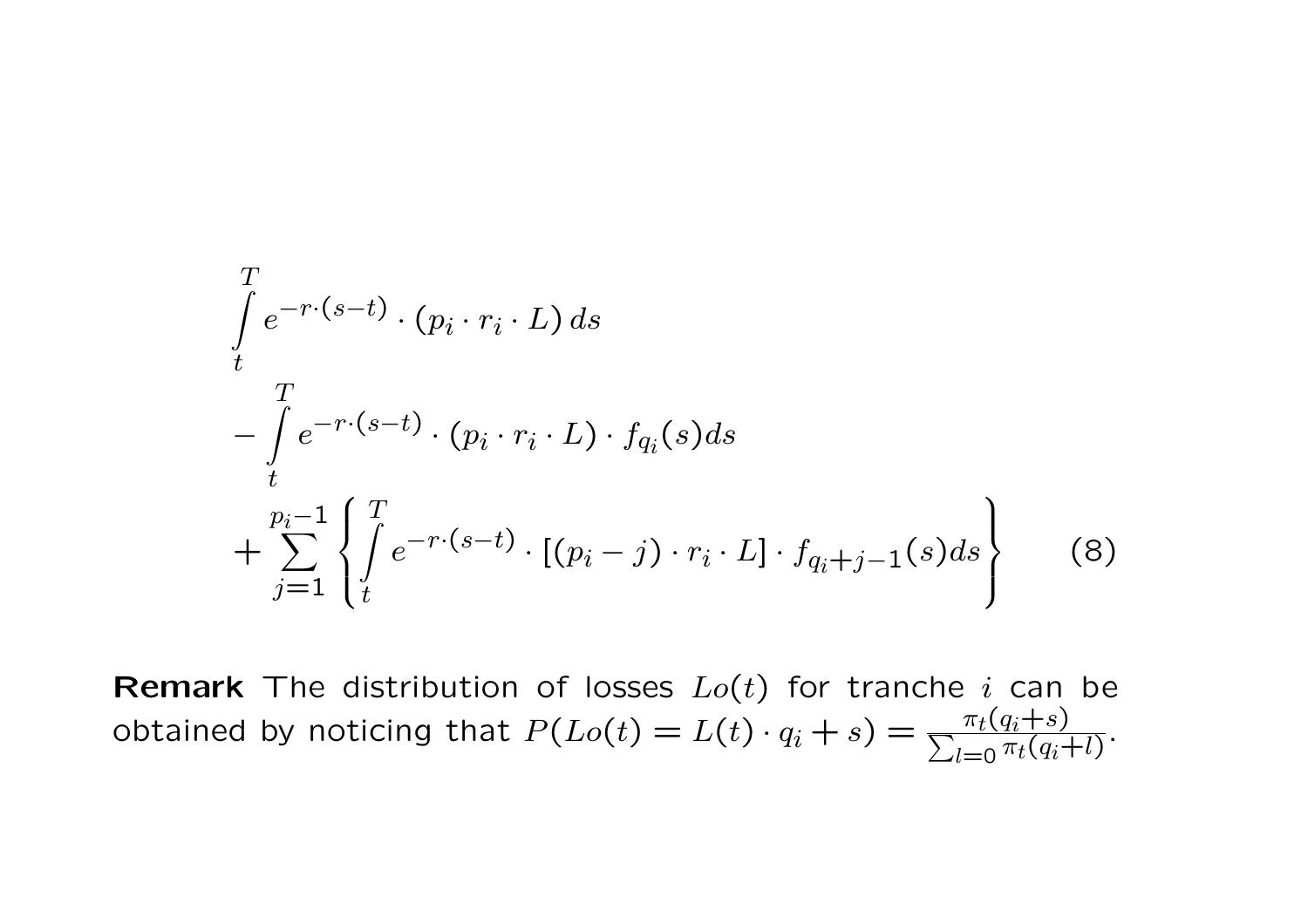$$
\begin{aligned}
&\int_t^T e^{-r\cdot(s-t)} \cdot (p_i \cdot r_i \cdot L)\, ds \\
&- \int_t^T e^{-r\cdot(s-t)} \cdot (p_i \cdot r_i \cdot L) \cdot f_{q_i}(s) ds \\
&+ \sum_{j=1}^{p_i - 1} \left\{ \int_t^T e^{-r\cdot(s-t)} \cdot [(p_i - j) \cdot r_i \cdot L] \cdot f_{q_i + j - 1}(s) ds \right\} \qquad (8)
\end{aligned}
$$

**Remark** The distribution of losses $Lo(t)$ for tranche $i$ can be obtained by noticing that $P(Lo(t) = L(t) \cdot q_i + s) = \frac{\pi_t(q_i+s)}{\sum_{l=0} \pi_t(q_i+l)}$.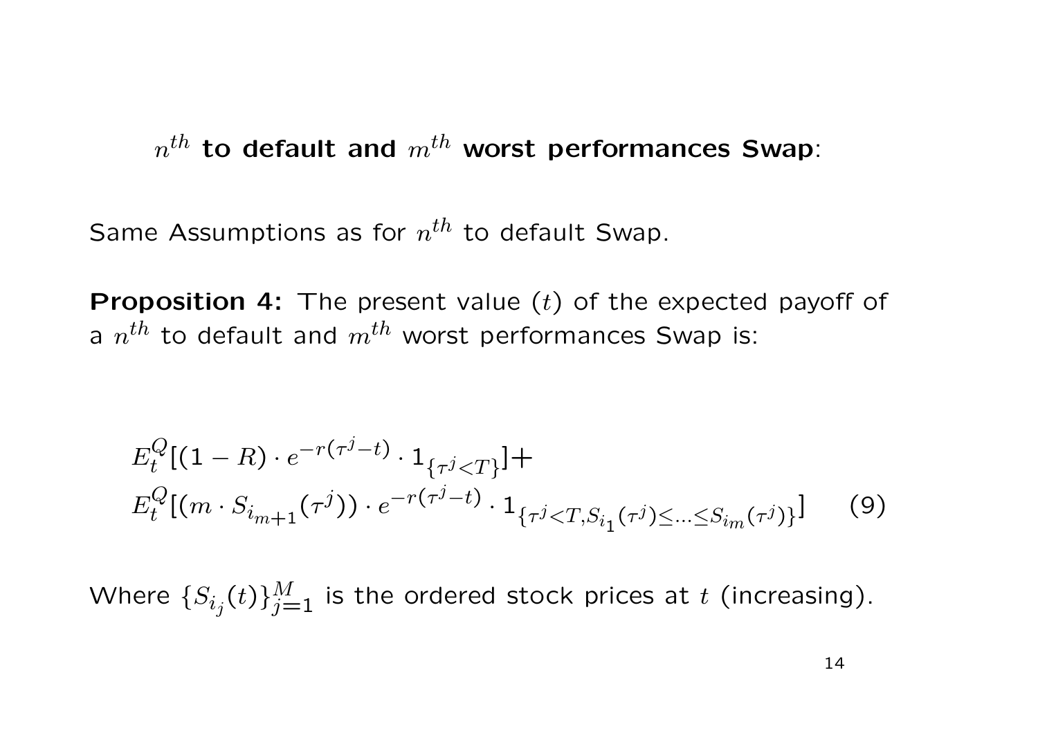## $n^{th}$ to default and $m^{th}$ worst performances Swap:

Same Assumptions as for $n^{th}$ to default Swap.

**Proposition 4:** The present value ($t$) of the expected payoff of a $n^{th}$ to default and $m^{th}$ worst performances Swap is:

$$
\begin{aligned}
&E_t^Q[(1-R)\cdot e^{-r(\tau^j - t)} \cdot 1_{\{\tau^j < T\}}] + \\
&E_t^Q[(m \cdot S_{i_{m+1}}(\tau^j)) \cdot e^{-r(\tau^j - t)} \cdot 1_{\{\tau^j < T, S_{i_1}(\tau^j) \leq \ldots \leq S_{i_m}(\tau^j)\}}] \qquad (9)
\end{aligned}
$$

Where $\{S_{i_j}(t)\}_{j=1}^{M}$ is the ordered stock prices at $t$ (increasing).